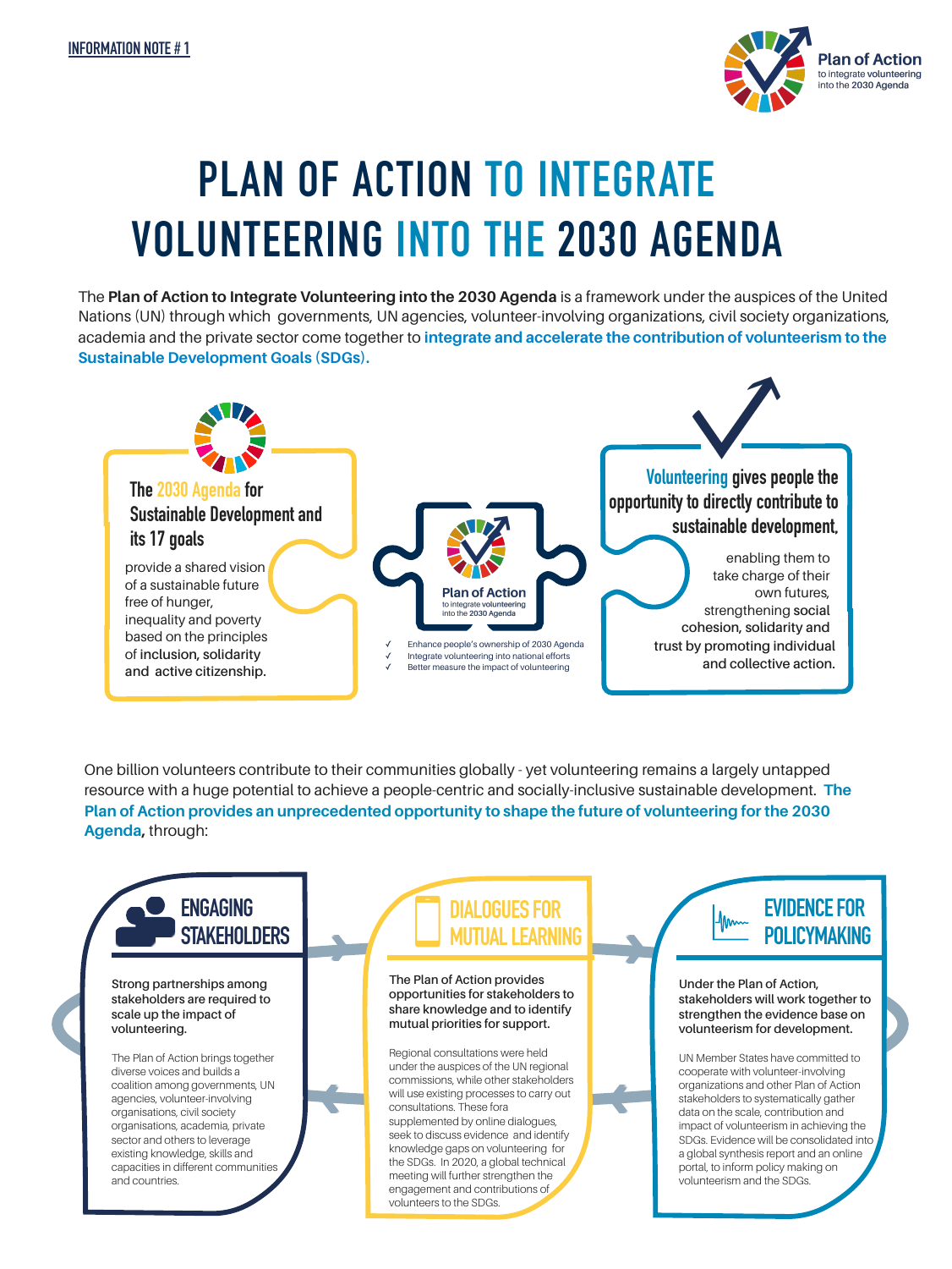INFORMATION NOTE # 1

# PLAN OF ACTION TO INTEGRATE VOLUNTEERING INTO THE 2030 AGENDA

The **Plan of Action to Integrate Volunteering into the 2030 Agenda** is a framework under the auspices of the United Nations (UN) through which governments, UN agencies, volunteer-involving organizations, civil society organizations, academia and the private sector come together to **integrate and accelerate the contribution of volunteerism to the Sustainable Development Goals (SDGs).**

**The 2030 Agenda for Sustainable Development and its 17 goals**

provide a shared vision of a sustainable future free of hunger, inequality and poverty based on the principles of **inclusion, solidarity** and **active citizenship.**

**Plan of Action** to integrate volunteering into the 2030 Agenda

- ✓ Enhance people's ownership of 2030 Agenda
- ✓ Integrate volunteering into national efforts
- ✓ Better measure the impact of volunteering

**Volunteering gives people the opportunity to directly contribute to sustainable development,**

enabling them to take charge of their own futures, strengthening **social cohesion, solidarity and trust** by promoting individual and collective action.

One billion volunteers contribute to their communities globally - yet volunteering remains a largely untapped resource with a huge potential to achieve a people-centric and socially-inclusive sustainable development. **The Plan of Action provides an unprecedented opportunity to shape the future of volunteering for the 2030 Agenda,** through:

## ENGAGING STAKEHOLDERS

**Strong partnerships among stakeholders are required to scale up the impact of volunteering.**

The Plan of Action brings together diverse voices and builds a coalition among governments, UN agencies, volunteer-involving organisations, civil society organisations, academia, private sector and others to leverage existing knowledge, skills and capacities in different communities and countries.

## DIALOGUES FOR MUTUAL LEARNING

**The Plan of Action provides opportunities for stakeholders to share knowledge and to identify mutual priorities for support.**

Regional consultations were held under the auspices of the UN regional commissions, while other stakeholders will use existing processes to carry out consultations. These fora supplemented by online dialogues, seek to discuss evidence and identify knowledge gaps on volunteering for the SDGs. In 2020, a global technical meeting will further strengthen the engagement and contributions of volunteers to the SDGs.

## EVIDENCE FOR POLICYMAKING

**Under the Plan of Action, stakeholders will work together to strengthen the evidence base on volunteerism for development.**

UN Member States have committed to cooperate with volunteer-involving organizations and other Plan of Action stakeholders to systematically gather data on the scale, contribution and impact of volunteerism in achieving the SDGs. Evidence will be consolidated into a global synthesis report and an online portal, to inform policy making on volunteerism and the SDGs.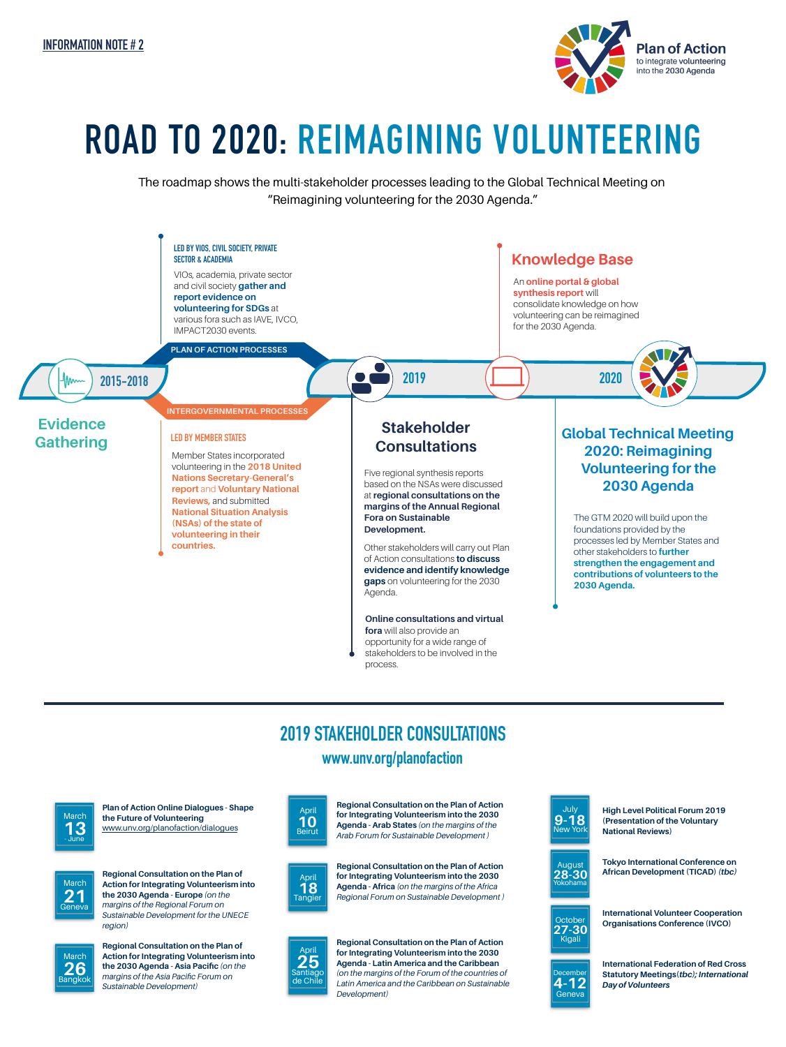INFORMATION NOTE # 2

Plan of Action to integrate volunteering into the 2030 Agenda

# ROAD TO 2020: REIMAGINING VOLUNTEERING

The roadmap shows the multi-stakeholder processes leading to the Global Technical Meeting on "Reimagining volunteering for the 2030 Agenda."

## 2015-2018

### Evidence Gathering

**PLAN OF ACTION PROCESSES**

LED BY VIOS, CIVIL SOCIETY, PRIVATE SECTOR & ACADEMIA

VIOs, academia, private sector and civil society **gather and report evidence on volunteering for SDGs** at various fora such as IAVE, IVCO, IMPACT2030 events.

**INTERGOVERNMENTAL PROCESSES**

LED BY MEMBER STATES

Member States incorporated volunteering in the **2018 United Nations Secretary-General's report** and **Voluntary National Reviews,** and submitted **National Situation Analysis (NSAs) of the state of volunteering in their countries.**

## 2019

### Stakeholder Consultations

Five regional synthesis reports based on the NSAs were discussed at **regional consultations on the margins of the Annual Regional Fora on Sustainable Development.**

Other stakeholders will carry out Plan of Action consultations **to discuss evidence and identify knowledge gaps** on volunteering for the 2030 Agenda.

**Online consultations and virtual fora** will also provide an opportunity for a wide range of stakeholders to be involved in the process.

### Knowledge Base

An **online portal & global synthesis report** will consolidate knowledge on how volunteering can be reimagined for the 2030 Agenda.

## 2020

### Global Technical Meeting 2020: Reimagining Volunteering for the 2030 Agenda

The GTM 2020 will build upon the foundations provided by the processes led by Member States and other stakeholders to **further strengthen the engagement and contributions of volunteers to the 2030 Agenda.**

---

## 2019 STAKEHOLDER CONSULTATIONS

**www.unv.org/planofaction**

| Date | Event |
|---|---|
| March 13 - June | **Plan of Action Online Dialogues - Shape the Future of Volunteering** www.unv.org/planofaction/dialogues |
| March 21 Geneva | **Regional Consultation on the Plan of Action for Integrating Volunteerism into the 2030 Agenda - Europe** *(on the margins of the Regional Forum on Sustainable Development for the UNECE region)* |
| March 26 Bangkok | **Regional Consultation on the Plan of Action for Integrating Volunteerism into the 2030 Agenda - Asia Pacific** *(on the margins of the Asia Pacific Forum on Sustainable Development)* |
| April 10 Beirut | **Regional Consultation on the Plan of Action for Integrating Volunteerism into the 2030 Agenda - Arab States** *(on the margins of the Arab Forum for Sustainable Development )* |
| April 18 Tangier | **Regional Consultation on the Plan of Action for Integrating Volunteerism into the 2030 Agenda - Africa** *(on the margins of the Africa Regional Forum on Sustainable Development )* |
| April 25 Santiago de Chile | **Regional Consultation on the Plan of Action for Integrating Volunteerism into the 2030 Agenda - Latin America and the Caribbean** *(on the margins of the Forum of the countries of Latin America and the Caribbean on Sustainable Development)* |
| July 9-18 New York | **High Level Political Forum 2019 (Presentation of the Voluntary National Reviews)** |
| August 28-30 Yokohama | **Tokyo International Conference on African Development (TICAD)** ***(tbc)*** |
| October 27-30 Kigali | **International Volunteer Cooperation Organisations Conference (IVCO)** |
| December 4-12 Geneva | **International Federation of Red Cross Statutory Meetings*(tbc); International Day of Volunteers*** |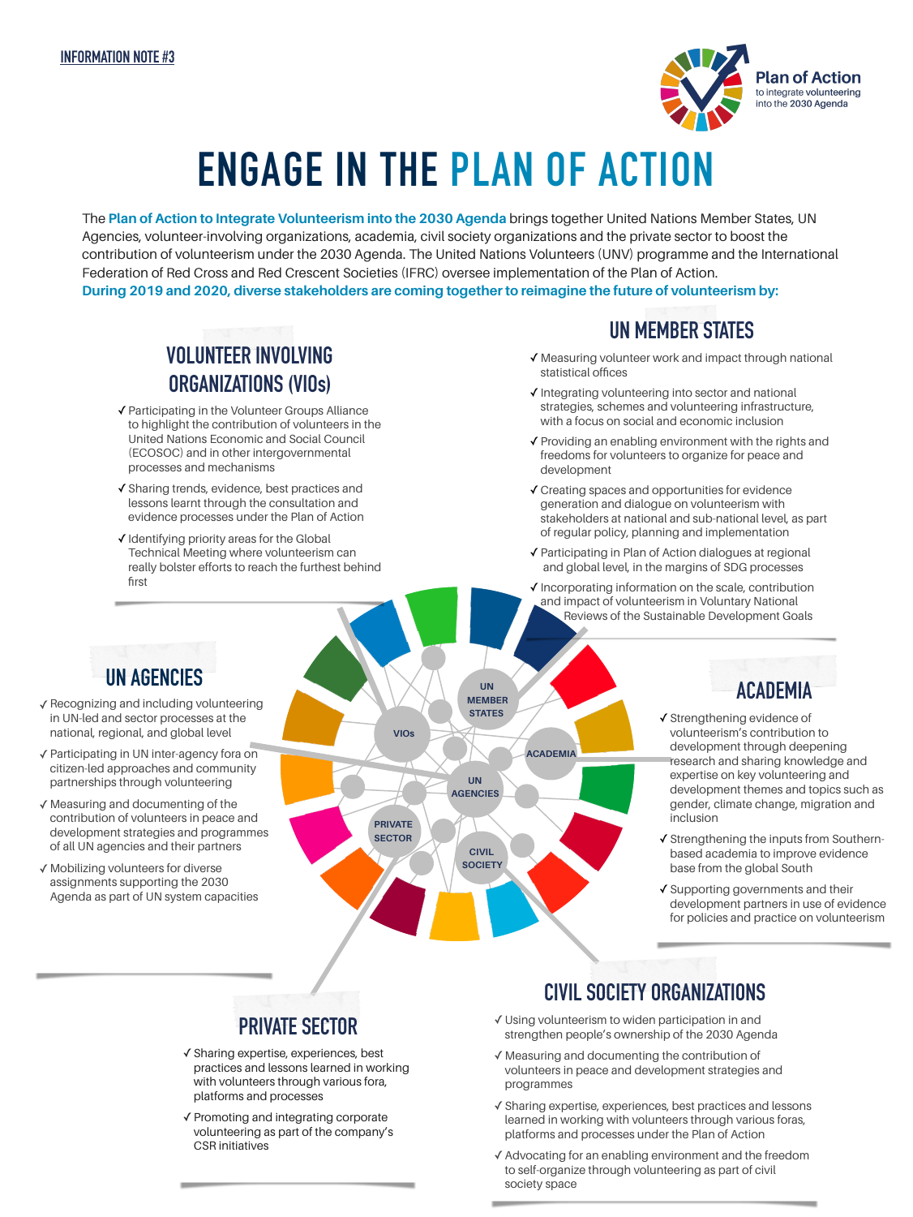INFORMATION NOTE #3

Plan of Action to integrate volunteering into the 2030 Agenda

# ENGAGE IN THE PLAN OF ACTION

The **Plan of Action to Integrate Volunteerism into the 2030 Agenda** brings together United Nations Member States, UN Agencies, volunteer-involving organizations, academia, civil society organizations and the private sector to boost the contribution of volunteerism under the 2030 Agenda. The United Nations Volunteers (UNV) programme and the International Federation of Red Cross and Red Crescent Societies (IFRC) oversee implementation of the Plan of Action.

**During 2019 and 2020, diverse stakeholders are coming together to reimagine the future of volunteerism by:**

## VOLUNTEER INVOLVING ORGANIZATIONS (VIOs)

- ✓ Participating in the Volunteer Groups Alliance to highlight the contribution of volunteers in the United Nations Economic and Social Council (ECOSOC) and in other intergovernmental processes and mechanisms
- ✓ Sharing trends, evidence, best practices and lessons learnt through the consultation and evidence processes under the Plan of Action
- ✓ Identifying priority areas for the Global Technical Meeting where volunteerism can really bolster efforts to reach the furthest behind first

## UN MEMBER STATES

- ✓ Measuring volunteer work and impact through national statistical offices
- ✓ Integrating volunteering into sector and national strategies, schemes and volunteering infrastructure, with a focus on social and economic inclusion
- ✓ Providing an enabling environment with the rights and freedoms for volunteers to organize for peace and development
- ✓ Creating spaces and opportunities for evidence generation and dialogue on volunteerism with stakeholders at national and sub-national level, as part of regular policy, planning and implementation
- ✓ Participating in Plan of Action dialogues at regional and global level, in the margins of SDG processes
- ✓ Incorporating information on the scale, contribution and impact of volunteerism in Voluntary National Reviews of the Sustainable Development Goals

## UN AGENCIES

- ✓ Recognizing and including volunteering in UN-led and sector processes at the national, regional, and global level
- ✓ Participating in UN inter-agency fora on citizen-led approaches and community partnerships through volunteering
- ✓ Measuring and documenting the contribution of volunteers in peace and development strategies and programmes of all UN agencies and their partners
- ✓ Mobilizing volunteers for diverse assignments supporting the 2030 Agenda as part of UN system capacities

## ACADEMIA

- ✓ Strengthening evidence of volunteerism's contribution to development through deepening research and sharing knowledge and expertise on key volunteering and development themes and topics such as gender, climate change, migration and inclusion
- ✓ Strengthening the inputs from Southern-based academia to improve evidence base from the global South
- ✓ Supporting governments and their development partners in use of evidence for policies and practice on volunteerism

## PRIVATE SECTOR

- ✓ Sharing expertise, experiences, best practices and lessons learned in working with volunteers through various fora, platforms and processes
- ✓ Promoting and integrating corporate volunteering as part of the company's CSR initiatives

## CIVIL SOCIETY ORGANIZATIONS

- ✓ Using volunteerism to widen participation in and strengthen people's ownership of the 2030 Agenda
- ✓ Measuring and documenting the contribution of volunteers in peace and development strategies and programmes
- ✓ Sharing expertise, experiences, best practices and lessons learned in working with volunteers through various foras, platforms and processes under the Plan of Action
- ✓ Advocating for an enabling environment and the freedom to self-organize through volunteering as part of civil society space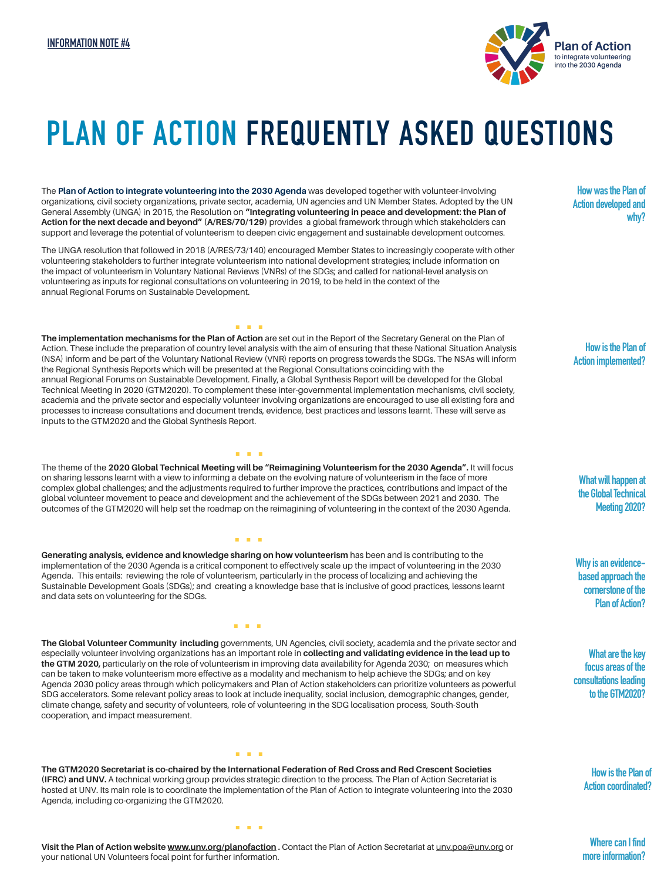INFORMATION NOTE #4

**Plan of Action** to integrate volunteering into the 2030 Agenda

# PLAN OF ACTION FREQUENTLY ASKED QUESTIONS

## How was the Plan of Action developed and why?

The **Plan of Action to integrate volunteering into the 2030 Agenda** was developed together with volunteer-involving organizations, civil society organizations, private sector, academia, UN agencies and UN Member States. Adopted by the UN General Assembly (UNGA) in 2015, the Resolution on **"Integrating volunteering in peace and development: the Plan of Action for the next decade and beyond" (A/RES/70/129)** provides a global framework through which stakeholders can support and leverage the potential of volunteerism to deepen civic engagement and sustainable development outcomes.

The UNGA resolution that followed in 2018 (A/RES/73/140) encouraged Member States to increasingly cooperate with other volunteering stakeholders to further integrate volunteerism into national development strategies; include information on the impact of volunteerism in Voluntary National Reviews (VNRs) of the SDGs; and called for national-level analysis on volunteering as inputs for regional consultations on volunteering in 2019, to be held in the context of the annual Regional Forums on Sustainable Development.

## How is the Plan of Action implemented?

**The implementation mechanisms for the Plan of Action** are set out in the Report of the Secretary General on the Plan of Action. These include the preparation of country level analysis with the aim of ensuring that these National Situation Analysis (NSA) inform and be part of the Voluntary National Review (VNR) reports on progress towards the SDGs. The NSAs will inform the Regional Synthesis Reports which will be presented at the Regional Consultations coinciding with the annual Regional Forums on Sustainable Development. Finally, a Global Synthesis Report will be developed for the Global Technical Meeting in 2020 (GTM2020). To complement these inter-governmental implementation mechanisms, civil society, academia and the private sector and especially volunteer involving organizations are encouraged to use all existing fora and processes to increase consultations and document trends, evidence, best practices and lessons learnt. These will serve as inputs to the GTM2020 and the Global Synthesis Report.

## What will happen at the Global Technical Meeting 2020?

The theme of the **2020 Global Technical Meeting will be "Reimagining Volunteerism for the 2030 Agenda".** It will focus on sharing lessons learnt with a view to informing a debate on the evolving nature of volunteerism in the face of more complex global challenges; and the adjustments required to further improve the practices, contributions and impact of the global volunteer movement to peace and development and the achievement of the SDGs between 2021 and 2030. The outcomes of the GTM2020 will help set the roadmap on the reimagining of volunteering in the context of the 2030 Agenda.

## Why is an evidence-based approach the cornerstone of the Plan of Action?

**Generating analysis, evidence and knowledge sharing on how volunteerism** has been and is contributing to the implementation of the 2030 Agenda is a critical component to effectively scale up the impact of volunteering in the 2030 Agenda. This entails: reviewing the role of volunteerism, particularly in the process of localizing and achieving the Sustainable Development Goals (SDGs); and creating a knowledge base that is inclusive of good practices, lessons learnt and data sets on volunteering for the SDGs.

## What are the key focus areas of the consultations leading to the GTM2020?

**The Global Volunteer Community including** governments, UN Agencies, civil society, academia and the private sector and especially volunteer involving organizations has an important role in **collecting and validating evidence in the lead up to the GTM 2020,** particularly on the role of volunteerism in improving data availability for Agenda 2030; on measures which can be taken to make volunteerism more effective as a modality and mechanism to help achieve the SDGs; and on key Agenda 2030 policy areas through which policymakers and Plan of Action stakeholders can prioritize volunteers as powerful SDG accelerators. Some relevant policy areas to look at include inequality, social inclusion, demographic changes, gender, climate change, safety and security of volunteers, role of volunteering in the SDG localisation process, South-South cooperation, and impact measurement.

## How is the Plan of Action coordinated?

**The GTM2020 Secretariat is co-chaired by the International Federation of Red Cross and Red Crescent Societies (IFRC) and UNV.** A technical working group provides strategic direction to the process. The Plan of Action Secretariat is hosted at UNV. Its main role is to coordinate the implementation of the Plan of Action to integrate volunteering into the 2030 Agenda, including co-organizing the GTM2020.

## Where can I find more information?

**Visit the Plan of Action website www.unv.org/planofaction .** Contact the Plan of Action Secretariat at unv.poa@unv.org or your national UN Volunteers focal point for further information.